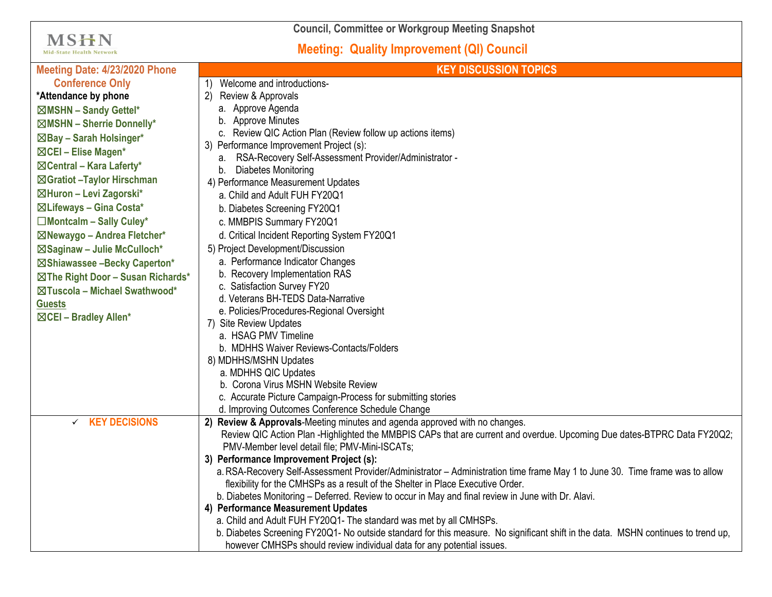MSHN
Mid-State Health Network

# Council, Committee or Workgroup Meeting Snapshot

## Meeting: Quality Improvement (QI) Council

| Meeting Date: 4/23/2020 Phone Conference Only | KEY DISCUSSION TOPICS |
|---|---|
| *Attendance by phone<br>☒MSHN – Sandy Gettel*<br>☒MSHN – Sherrie Donnelly*<br>☒Bay – Sarah Holsinger*<br>☒CEI – Elise Magen*<br>☒Central – Kara Laferty*<br>☒Gratiot –Taylor Hirschman<br>☒Huron – Levi Zagorski*<br>☒Lifeways – Gina Costa*<br>☐Montcalm – Sally Culey*<br>☒Newaygo – Andrea Fletcher*<br>☒Saginaw – Julie McCulloch*<br>☒Shiawassee –Becky Caperton*<br>☒The Right Door – Susan Richards*<br>☒Tuscola – Michael Swathwood*<br>**Guests**<br>☒CEI – Bradley Allen* | 1) Welcome and introductions-<br>2) Review & Approvals<br>a. Approve Agenda<br>b. Approve Minutes<br>c. Review QIC Action Plan (Review follow up actions items)<br>3) Performance Improvement Project (s):<br>a. RSA-Recovery Self-Assessment Provider/Administrator -<br>b. Diabetes Monitoring<br>4) Performance Measurement Updates<br>a. Child and Adult FUH FY20Q1<br>b. Diabetes Screening FY20Q1<br>c. MMBPIS Summary FY20Q1<br>d. Critical Incident Reporting System FY20Q1<br>5) Project Development/Discussion<br>a. Performance Indicator Changes<br>b. Recovery Implementation RAS<br>c. Satisfaction Survey FY20<br>d. Veterans BH-TEDS Data-Narrative<br>e. Policies/Procedures-Regional Oversight<br>7) Site Review Updates<br>a. HSAG PMV Timeline<br>b. MDHHS Waiver Reviews-Contacts/Folders<br>8) MDHHS/MSHN Updates<br>a. MDHHS QIC Updates<br>b. Corona Virus MSHN Website Review<br>c. Accurate Picture Campaign-Process for submitting stories<br>d. Improving Outcomes Conference Schedule Change |
| ✓ **KEY DECISIONS** | **2) Review & Approvals**-Meeting minutes and agenda approved with no changes.<br>Review QIC Action Plan -Highlighted the MMBPIS CAPs that are current and overdue. Upcoming Due dates-BTPRC Data FY20Q2; PMV-Member level detail file; PMV-Mini-ISCATs;<br>**3) Performance Improvement Project (s):**<br>a. RSA-Recovery Self-Assessment Provider/Administrator – Administration time frame May 1 to June 30. Time frame was to allow flexibility for the CMHSPs as a result of the Shelter in Place Executive Order.<br>b. Diabetes Monitoring – Deferred. Review to occur in May and final review in June with Dr. Alavi.<br>**4) Performance Measurement Updates**<br>a. Child and Adult FUH FY20Q1- The standard was met by all CMHSPs.<br>b. Diabetes Screening FY20Q1- No outside standard for this measure. No significant shift in the data. MSHN continues to trend up, however CMHSPs should review individual data for any potential issues. |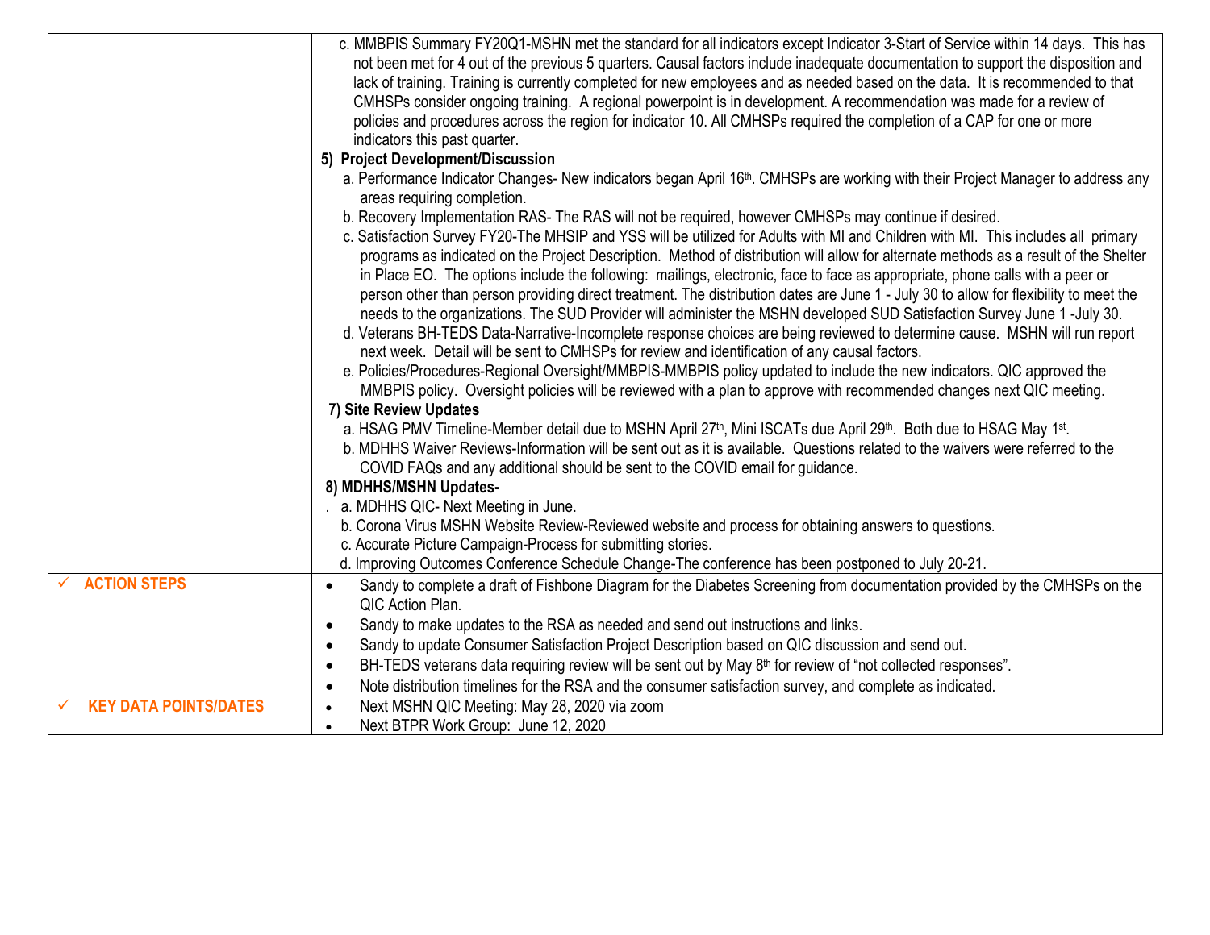| | |
|---|---|
| | c. MMBPIS Summary FY20Q1-MSHN met the standard for all indicators except Indicator 3-Start of Service within 14 days. This has not been met for 4 out of the previous 5 quarters. Causal factors include inadequate documentation to support the disposition and lack of training. Training is currently completed for new employees and as needed based on the data. It is recommended to that CMHSPs consider ongoing training. A regional powerpoint is in development. A recommendation was made for a review of policies and procedures across the region for indicator 10. All CMHSPs required the completion of a CAP for one or more indicators this past quarter.<br>**5) Project Development/Discussion**<br>a. Performance Indicator Changes- New indicators began April 16th. CMHSPs are working with their Project Manager to address any areas requiring completion.<br>b. Recovery Implementation RAS- The RAS will not be required, however CMHSPs may continue if desired.<br>c. Satisfaction Survey FY20-The MHSIP and YSS will be utilized for Adults with MI and Children with MI. This includes all primary programs as indicated on the Project Description. Method of distribution will allow for alternate methods as a result of the Shelter in Place EO. The options include the following: mailings, electronic, face to face as appropriate, phone calls with a peer or person other than person providing direct treatment. The distribution dates are June 1 - July 30 to allow for flexibility to meet the needs to the organizations. The SUD Provider will administer the MSHN developed SUD Satisfaction Survey June 1 -July 30.<br>d. Veterans BH-TEDS Data-Narrative-Incomplete response choices are being reviewed to determine cause. MSHN will run report next week. Detail will be sent to CMHSPs for review and identification of any causal factors.<br>e. Policies/Procedures-Regional Oversight/MMBPIS-MMBPIS policy updated to include the new indicators. QIC approved the MMBPIS policy. Oversight policies will be reviewed with a plan to approve with recommended changes next QIC meeting.<br>**7) Site Review Updates**<br>a. HSAG PMV Timeline-Member detail due to MSHN April 27th, Mini ISCATs due April 29th. Both due to HSAG May 1st.<br>b. MDHHS Waiver Reviews-Information will be sent out as it is available. Questions related to the waivers were referred to the COVID FAQs and any additional should be sent to the COVID email for guidance.<br>**8) MDHHS/MSHN Updates-**<br>a. MDHHS QIC- Next Meeting in June.<br>b. Corona Virus MSHN Website Review-Reviewed website and process for obtaining answers to questions.<br>c. Accurate Picture Campaign-Process for submitting stories.<br>d. Improving Outcomes Conference Schedule Change-The conference has been postponed to July 20-21. |
| ✓ **ACTION STEPS** | • Sandy to complete a draft of Fishbone Diagram for the Diabetes Screening from documentation provided by the CMHSPs on the QIC Action Plan.<br>• Sandy to make updates to the RSA as needed and send out instructions and links.<br>• Sandy to update Consumer Satisfaction Project Description based on QIC discussion and send out.<br>• BH-TEDS veterans data requiring review will be sent out by May 8th for review of "not collected responses".<br>• Note distribution timelines for the RSA and the consumer satisfaction survey, and complete as indicated. |
| ✓ **KEY DATA POINTS/DATES** | • Next MSHN QIC Meeting: May 28, 2020 via zoom<br>• Next BTPR Work Group: June 12, 2020 |